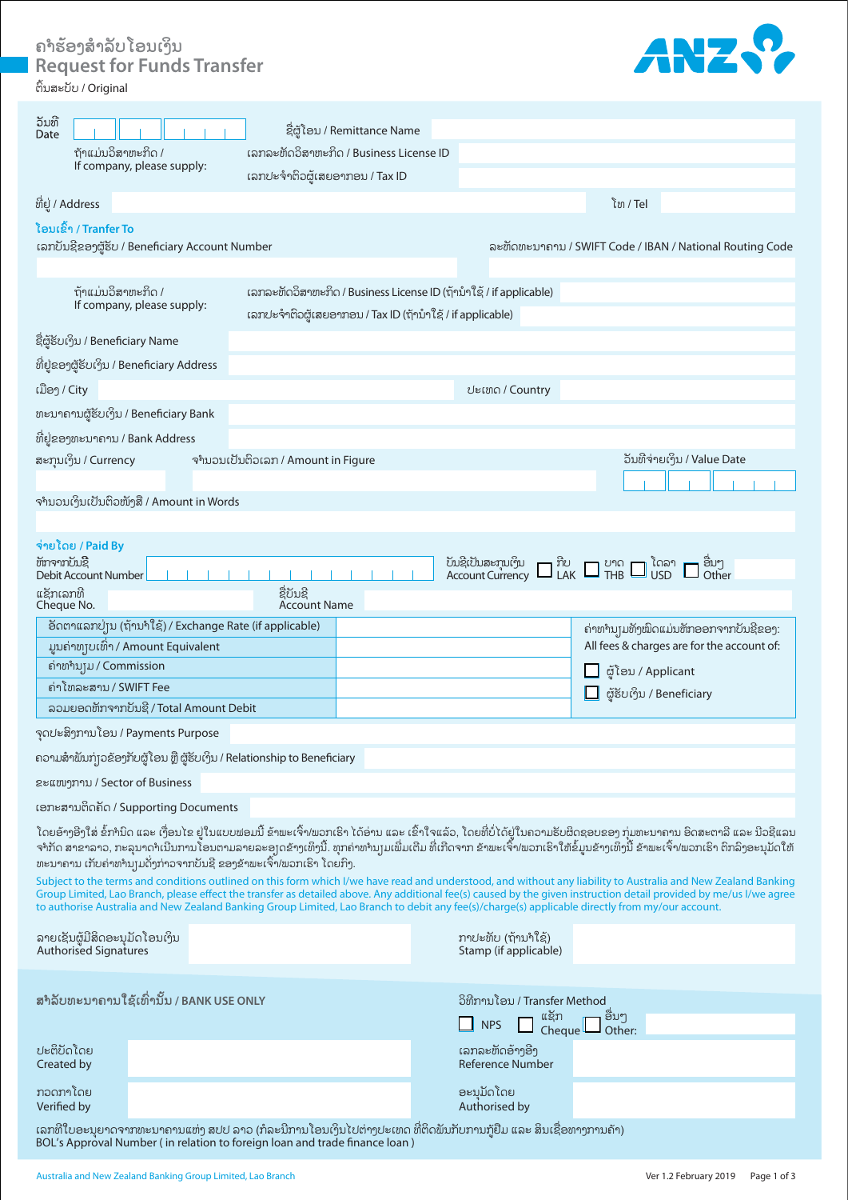# ຄຳຮ້ອງສຳລັບໂອນເງິນ
# Request for Funds Transfer

ຕົ້ນສະບັບ / Original

ANZ

ວັນທີ
Date

ຊື່ຜູ້ໂອນ / Remittance Name

ຖ້າແມ່ນວິສາຫະກິດ /
If company, please supply:

ເລກລະຫັດວິສາຫະກິດ / Business License ID

ເລກປະຈຳຕົວຜູ້ເສຍອາກອນ / Tax ID

ທີ່ຢູ່ / Address

ໂທ / Tel

## ໂອນເຂົ້າ / Tranfer To

ເລກບັນຊີຂອງຜູ້ຮັບ / Beneficiary Account Number

ລະຫັດທະນາຄານ / SWIFT Code / IBAN / National Routing Code

ຖ້າແມ່ນວິສາຫະກິດ /
If company, please supply:

ເລກລະຫັດວິສາຫະກິດ / Business License ID (ຖ້ານຳໃຊ້ / if applicable)

ເລກປະຈຳຕົວຜູ້ເສຍອາກອນ / Tax ID (ຖ້ານຳໃຊ້ / if applicable)

ຊື່ຜູ້ຮັບເງິນ / Beneficiary Name

ທີ່ຢູ່ຂອງຜູ້ຮັບເງິນ / Beneficiary Address

ເມືອງ / City

ປະເທດ / Country

ທະນາຄານຜູ້ຮັບເງິນ / Beneficiary Bank

ທີ່ຢູ່ຂອງທະນາຄານ / Bank Address

ສະກຸນເງິນ / Currency

ຈຳນວນເປັນຕົວເລກ / Amount in Figure

ວັນທີຈ່າຍເງິນ / Value Date

ຈຳນວນເງິນເປັນຕົວໜັງສື / Amount in Words

## ຈ່າຍໂດຍ / Paid By

ຫັກຈາກບັນຊີ
Debit Account Number

ບັນຊີເປັນສະກຸນເງິນ
Account Currency

☐ ກີບ LAK ☐ ບາດ THB ☐ ໂດລາ USD ☐ ອື່ນໆ Other

ແຊັກເລກທີ
Cheque No.

ຊື່ບັນຊີ
Account Name

| | | |
|---|---|---|
| ອັດຕາແລກປ່ຽນ (ຖ້ານຳໃຊ້) / Exchange Rate (if applicable) | | ຄ່າທຳນຽມທັງໝົດແມ່ນຫັກອອກຈາກບັນຊີຂອງ: All fees & charges are for the account of: |
| ມູນຄ່າທຽບເທົ່າ / Amount Equivalent | | ☐ ຜູ້ໂອນ / Applicant |
| ຄ່າທຳນຽມ / Commission | | ☐ ຜູ້ຮັບເງິນ / Beneficiary |
| ຄ່າໂທລະສານ / SWIFT Fee | | |
| ລວມຍອດຫັກຈາກບັນຊີ / Total Amount Debit | | |

ຈຸດປະສົງການໂອນ / Payments Purpose

ຄວາມສຳພັນກ່ຽວຂ້ອງກັບຜູ້ໂອນ ຫຼື ຜູ້ຮັບເງິນ / Relationship to Beneficiary

ຂະແໜງການ / Sector of Business

ເອກະສານຕິດຄັດ / Supporting Documents

ໂດຍອ້າງອີງໃສ່ ຂໍ້ກຳນົດ ແລະ ເງື່ອນໄຂ ຢູ່ໃນແບບຟອມນີ້ ຂ້າພະເຈົ້າ/ພວກເຮົາ ໄດ້ອ່ານ ແລະ ເຂົ້າໃຈແລ້ວ, ໂດຍທີ່ບໍ່ໄດ້ຢູ່ໃນຄວາມຮັບຜິດຊອບຂອງ ກຸ່ມທະນາຄານ ອົດສະຕາລີ ແລະ ນິວຊີແລນ ຈຳກັດ ສາຂາລາວ, ກະລຸນາດຳເນີນການໂອນຕາມລາຍລະອຽດຂ້າງເທິງນີ້. ທຸກຄ່າທຳນຽມເພີ່ມເຕີມ ທີ່ເກີດຈາກ ຂ້າພະເຈົ້າ/ພວກເຮົາໃຫ້ຂໍ້ມູນຂ້າງເທິງນີ້ ຂ້າພະເຈົ້າ/ພວກເຮົາ ຕົກລົງອະນຸມັດໃຫ້ ທະນາຄານ ເກັບຄ່າທຳນຽມດັ່ງກ່າວຈາກບັນຊີ ຂອງຂ້າພະເຈົ້າ/ພວກເຮົາ ໂດຍກົງ.

Subject to the terms and conditions outlined on this form which I/we have read and understood, and without any liability to Australia and New Zealand Banking Group Limited, Lao Branch, please effect the transfer as detailed above. Any additional fee(s) caused by the given instruction detail provided by me/us I/we agree to authorise Australia and New Zealand Banking Group Limited, Lao Branch to debit any fee(s)/charge(s) applicable directly from my/our account.

ລາຍເຊັນຜູ້ມີສິດອະນຸມັດໂອນເງິນ
Authorised Signatures

ກາປະທັບ (ຖ້ານຳໃຊ້)
Stamp (if applicable)

## ສຳລັບທະນາຄານໃຊ້ເທົ່ານັ້ນ / BANK USE ONLY

ວິທີການໂອນ / Transfer Method

☐ NPS ☐ ແຊັກ Cheque ☐ ອື່ນໆ Other:

ປະຕິບັດໂດຍ
Created by

ເລກລະຫັດອ້າງອີງ
Reference Number

ກວດກາໂດຍ
Verified by

ອະນຸມັດໂດຍ
Authorised by

ເລກທີໃບອະນຸຍາດຈາກທະນາຄານແຫ່ງ ສປປ ລາວ (ກໍລະນີການໂອນເງິນໄປຕ່າງປະເທດ ທີ່ຕິດພັນກັບການກູ້ຢືມ ແລະ ສິນເຊື່ອທາງການຄ້າ)
BOL's Approval Number ( in relation to foreign loan and trade finance loan )

Australia and New Zealand Banking Group Limited, Lao Branch

Ver 1.2 February 2019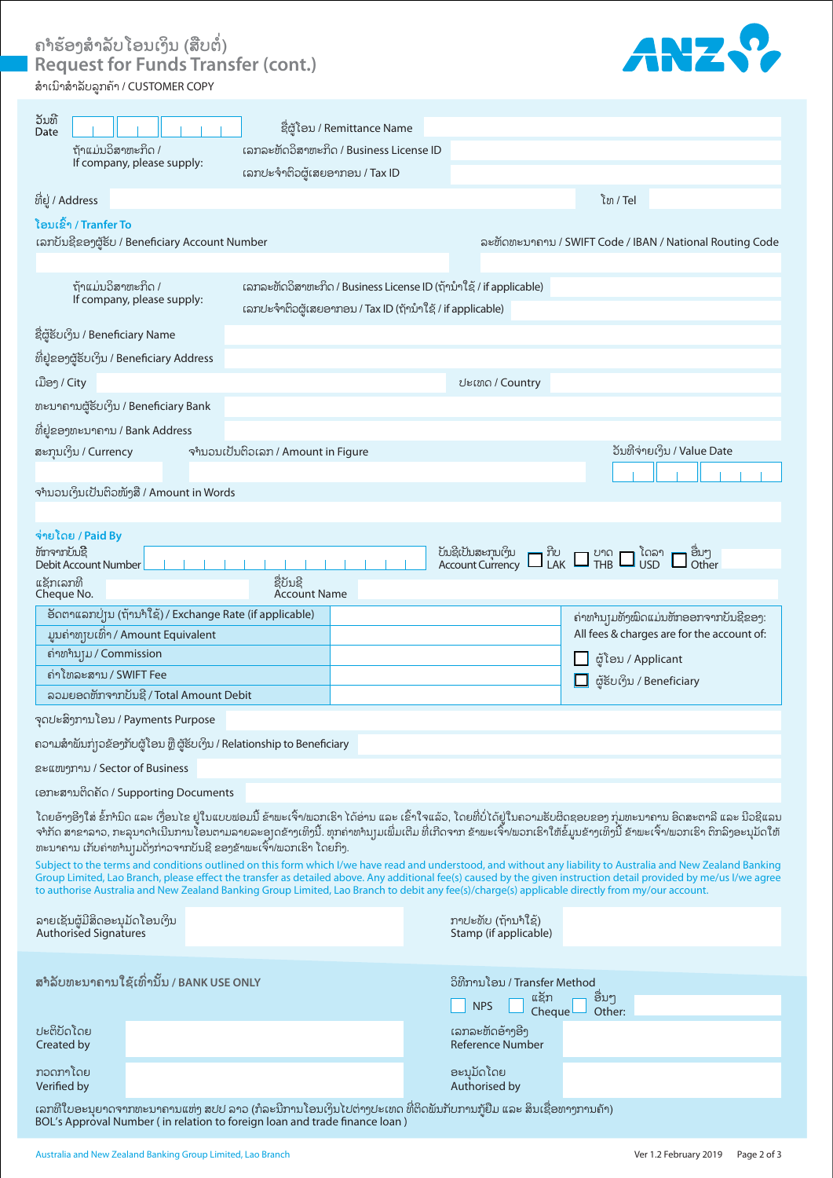# ຄຳຮ້ອງສຳລັບໂອນເງິນ (ສືບຕໍ່)
## Request for Funds Transfer (cont.)

ສຳເນົາສຳລັບລູກຄ້າ / CUSTOMER COPY

ວັນທີ / Date: | | | | | | | | |

ຊື່ຜູ້ໂອນ / Remittance Name:

ຖ້າແມ່ນວິສາຫະກິດ / If company, please supply:
- ເລກລະຫັດວິສາຫະກິດ / Business License ID:
- ເລກປະຈຳຕົວຜູ້ເສຍອາກອນ / Tax ID:

ທີ່ຢູ່ / Address: ໂທ / Tel:

### ໂອນເຂົ້າ / Tranfer To

ເລກບັນຊີຂອງຜູ້ຮັບ / Beneficiary Account Number: ລະຫັດທະນາຄານ / SWIFT Code / IBAN / National Routing Code:

ຖ້າແມ່ນວິສາຫະກິດ / If company, please supply:
- ເລກລະຫັດວິສາຫະກິດ / Business License ID (ຖ້ານຳໃຊ້ / if applicable):
- ເລກປະຈຳຕົວຜູ້ເສຍອາກອນ / Tax ID (ຖ້ານຳໃຊ້ / if applicable):

ຊື່ຜູ້ຮັບເງິນ / Beneficiary Name:

ທີ່ຢູ່ຂອງຜູ້ຮັບເງິນ / Beneficiary Address:

ເມືອງ / City: ປະເທດ / Country:

ທະນາຄານຜູ້ຮັບເງິນ / Beneficiary Bank:

ທີ່ຢູ່ຂອງທະນາຄານ / Bank Address:

ສະກຸນເງິນ / Currency: ຈຳນວນເປັນຕົວເລກ / Amount in Figure: ວັນທີຈ່າຍເງິນ / Value Date: | | | | | | | | |

ຈຳນວນເງິນເປັນຕົວໜັງສື / Amount in Words:

### ຈ່າຍໂດຍ / Paid By

ຫັກຈາກບັນຊີ / Debit Account Number: | | | | | | | | | | | | | | |

ບັນຊີເປັນສະກຸນເງິນ / Account Currency: ☐ ກີບ LAK ☐ ບາດ THB ☐ ໂດລາ USD ☐ ອື່ນໆ Other

ແຊັກເລກທີ / Cheque No.: ຊື່ບັນຊີ / Account Name:

| | |
|---|---|
| ອັດຕາແລກປ່ຽນ (ຖ້ານຳໃຊ້) / Exchange Rate (if applicable) | |
| ມູນຄ່າທຽບເທົ່າ / Amount Equivalent | |
| ຄ່າທຳນຽມ / Commission | |
| ຄ່າໂທລະສານ / SWIFT Fee | |
| ລວມຍອດຫັກຈາກບັນຊີ / Total Amount Debit | |

ຄ່າທຳນຽມທັງໝົດແມ່ນຫັກອອກຈາກບັນຊີຂອງ: / All fees & charges are for the account of:
- ☐ ຜູ້ໂອນ / Applicant
- ☐ ຜູ້ຮັບເງິນ / Beneficiary

ຈຸດປະສົງການໂອນ / Payments Purpose:

ຄວາມສຳພັນກ່ຽວຂ້ອງກັບຜູ້ໂອນ ຫຼື ຜູ້ຮັບເງິນ / Relationship to Beneficiary:

ຂະແໜງການ / Sector of Business:

ເອກະສານຕິດຄັດ / Supporting Documents:

ໂດຍອ້າງອີງໃສ່ ຂໍ້ກຳນົດ ແລະ ເງື່ອນໄຂ ຢູ່ໃນແບບຟອມນີ້ ຂ້າພະເຈົ້າ/ພວກເຮົາ ໄດ້ອ່ານ ແລະ ເຂົ້າໃຈແລ້ວ, ໂດຍທີ່ບໍ່ໄດ້ຢູ່ໃນຄວາມຮັບຜິດຊອບຂອງ ກຸ່ມທະນາຄານ ອົດສະຕາລີ ແລະ ນິວຊີແລນ ຈຳກັດ ສາຂາລາວ, ກະລຸນາດຳເນີນການໂອນຕາມລາຍລະອຽດຂ້າງເທິງນີ້. ທຸກຄ່າທຳນຽມເພີ່ມເຕີມ ທີ່ເກີດຈາກ ຂ້າພະເຈົ້າ/ພວກເຮົາໃຫ້ຂໍ້ມູນຂ້າງເທິງນີ້ ຂ້າພະເຈົ້າ/ພວກເຮົາ ຕົກລົງອະນຸມັດໃຫ້ທະນາຄານ ເກັບຄ່າທຳນຽມດັ່ງກ່າວຈາກບັນຊີ ຂອງຂ້າພະເຈົ້າ/ພວກເຮົາ ໂດຍກົງ.

Subject to the terms and conditions outlined on this form which I/we have read and understood, and without any liability to Australia and New Zealand Banking Group Limited, Lao Branch, please effect the transfer as detailed above. Any additional fee(s) caused by the given instruction detail provided by me/us I/we agree to authorise Australia and New Zealand Banking Group Limited, Lao Branch to debit any fee(s)/charge(s) applicable directly from my/our account.

ລາຍເຊັນຜູ້ມີສິດອະນຸມັດໂອນເງິນ / Authorised Signatures: ກາປະທັບ (ຖ້ານຳໃຊ້) / Stamp (if applicable):

### ສຳລັບທະນາຄານໃຊ້ເທົ່ານັ້ນ / BANK USE ONLY

ວິທີການໂອນ / Transfer Method: ☐ NPS ☐ ແຊັກ Cheque ☐ ອື່ນໆ Other:

ປະຕິບັດໂດຍ / Created by: ເລກລະຫັດອ້າງອີງ / Reference Number:

ກວດກາໂດຍ / Verified by: ອະນຸມັດໂດຍ / Authorised by:

ເລກທີໃບອະນຸຍາດຈາກທະນາຄານແຫ່ງ ສປປ ລາວ (ກໍລະນີການໂອນເງິນໄປຕ່າງປະເທດ ທີ່ຕິດພັນກັບການກູ້ຢືມ ແລະ ສິນເຊື່ອທາງການຄ້າ) / BOL's Approval Number ( in relation to foreign loan and trade finance loan ):

Australia and New Zealand Banking Group Limited, Lao Branch — Ver 1.2 February 2019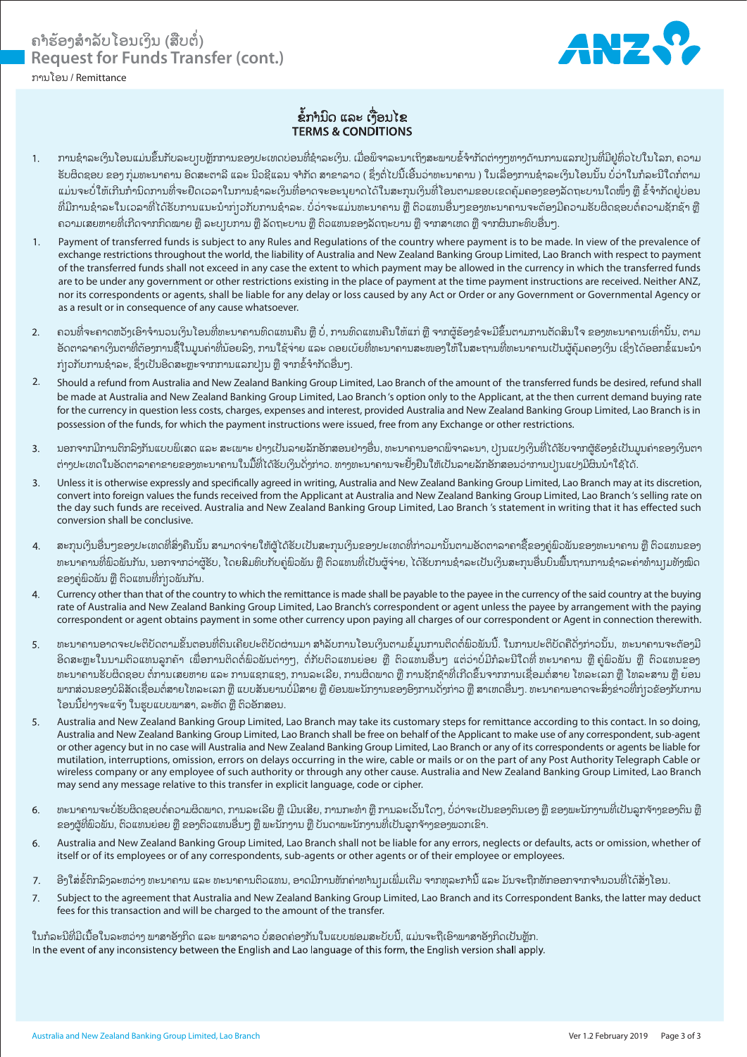ຄຳຮ້ອງສຳລັບໂອນເງິນ (ສືບຕໍ່)
**Request for Funds Transfer (cont.)**
ການໂອນ / Remittance

## ຂໍ້ກຳນົດ ແລະ ເງື່ອນໄຂ
## TERMS & CONDITIONS

1. ການຊຳລະເງິນໂອນແມ່ນຂຶ້ນກັບລະບຽບຫຼັກການຂອງປະເທດບ່ອນທີ່ຊຳລະເງິນ. ເມື່ອພິຈາລະນາເຖິງສະພາບຂໍ້ຈຳກັດຕ່າງໆທາງດ້ານການແລກປ່ຽນທີ່ມີຢູ່ທົ່ວໄປໃນໂລກ, ຄວາມຮັບຜິດຊອບ ຂອງ ກຸ່ມທະນາຄານ ອົດສະຕາລີ ແລະ ນິວຊີແລນ ຈຳກັດ ສາຂາລາວ ( ຊຶ່ງຕໍ່ໄປນີ້ເອີ້ນວ່າທະນາຄານ ) ໃນເລື່ອງການຊຳລະເງິນໂອນນັ້ນ ບໍ່ວ່າໃນກໍລະນີໃດກໍ່ຕາມ ແມ່ນຈະບໍ່ໃຫ້ເກີນກຳນົດການທີ່ຈະຍືດເວລາໃນການຊຳລະເງິນທີ່ອາດຈະອະນຸຍາດໄດ້ໃນສະກຸນເງິນທີ່ໂອນຕາມຂອບເຂດຄຸ້ມຄອງຂອງລັດຖະບານໃດໜຶ່ງ ຫຼື ຂໍ້ຈຳກັດຢູ່ບ່ອນທີ່ມີການຊຳລະໃນເວລາທີ່ໄດ້ຮັບການແນະນຳກ່ຽວກັບການຊຳລະ. ບໍ່ວ່າຈະແມ່ນທະນາຄານ ຫຼື ຕົວແທນອື່ນໆຂອງທະນາຄານຈະຕ້ອງມີຄວາມຮັບຜິດຊອບຕໍ່ຄວາມຊັກຊ້າ ຫຼື ຄວາມເສຍຫາຍທີ່ເກີດຈາກກົດໝາຍ ຫຼື ລະບຽບການ ຫຼື ລັດຖະບານ ຫຼື ຕົວແທນຂອງລັດຖະບານ ຫຼື ຈາກສາເຫດ ຫຼື ຈາກຜົນກະທົບອື່ນໆ.

1. Payment of transferred funds is subject to any Rules and Regulations of the country where payment is to be made. In view of the prevalence of exchange restrictions throughout the world, the liability of Australia and New Zealand Banking Group Limited, Lao Branch with respect to payment of the transferred funds shall not exceed in any case the extent to which payment may be allowed in the currency in which the transferred funds are to be under any government or other restrictions existing in the place of payment at the time payment instructions are received. Neither ANZ, nor its correspondents or agents, shall be liable for any delay or loss caused by any Act or Order or any Government or Governmental Agency or as a result or in consequence of any cause whatsoever.

2. ຄວນທີ່ຈະຄາດຫວັງເອົາຈຳນວນເງິນໂອນທີ່ທະນາຄານທົດແທນຄືນ ຫຼື ບໍ່, ການທົດແທນຄືນໃຫ້ແກ່ ຫຼື ຈາກຜູ້ຮ້ອງຂໍຈະມີຂຶ້ນຕາມການຕັດສິນໃຈ ຂອງທະນາຄານເທົ່ານັ້ນ, ຕາມອັດຕາລາຄາເງິນຕາທີ່ຕ້ອງການຊື້ໃນມູນຄ່າທີ່ນ້ອຍລົງ, ການໃຊ້ຈ່າຍ ແລະ ດອກເບ້ຍທີ່ທະນາຄານສະໜອງໃຫ້ໃນສະຖານທີ່ທະນາຄານເປັນຜູ້ຄຸ້ມຄອງເງິນ (ເຊິ່ງໄດ້ອອກຂໍ້ແນະນຳກ່ຽວກັບການຊຳລະ, ຊຶ່ງເປັນອິດສະຫຼະຈາກການແລກປ່ຽນ ຫຼື ຈາກຂໍ້ຈຳກັດອື່ນໆ.

2. Should a refund from Australia and New Zealand Banking Group Limited, Lao Branch of the amount of the transferred funds be desired, refund shall be made at Australia and New Zealand Banking Group Limited, Lao Branch's option only to the Applicant, at the then current demand buying rate for the currency in question less costs, charges, expenses and interest, provided Australia and New Zealand Banking Group Limited, Lao Branch is in possession of the funds, for which the payment instructions were issued, free from any Exchange or other restrictions.

3. ນອກຈາກມີການຕົກລົງກັນແບບພິເສດ ແລະ ສະເພາະ ຢ່າງເປັນລາຍລັກອັກສອນຢ່າງອື່ນ, ທະນາຄານອາດພິຈາລະນາ, ປ່ຽນແປງເງິນທີ່ໄດ້ຮັບຈາກຜູ້ຮ້ອງຂໍເປັນມູນຄ່າຂອງເງິນຕາຕ່າງປະເທດໃນອັດຕາລາຄາຂາຍຂອງທະນາຄານໃນມື້ທີ່ໄດ້ຮັບເງິນດັ່ງກ່າວ. ທາງທະນາຄານຈະຢັ້ງຢືນໃຫ້ເປັນລາຍລັກອັກສອນວ່າການປ່ຽນແປງມີຜົນນຳໃຊ້ໄດ້.

3. Unless it is otherwise expressly and specifically agreed in writing, Australia and New Zealand Banking Group Limited, Lao Branch may at its discretion, convert into foreign values the funds received from the Applicant at Australia and New Zealand Banking Group Limited, Lao Branch's selling rate on the day such funds are received. Australia and New Zealand Banking Group Limited, Lao Branch 's statement in writing that it has effected such conversion shall be conclusive.

4. ສະກຸນເງິນອື່ນໆຂອງປະເທດທີ່ສົ່ງຄືນນັ້ນ ສາມາດຈ່າຍໃຫ້ຜູ້ໄດ້ຮັບເປັນສະກຸນເງິນຂອງປະເທດທີ່ກ່າວມານັ້ນຕາມອັດຕາລາຄາຊື້ຂອງຄູ່ພົວພັນຂອງທະນາຄານ ຫຼື ຕົວແທນຂອງທະນາຄານທີ່ພົວພັນກັນ, ນອກຈາກວ່າຜູ້ຮັບ, ໂດຍລົມທົບກັບຄູ່ພົວພັນ ຫຼື ຕົວແທນທີ່ເປັນຜູ້ຈ່າຍ, ໄດ້ຮັບການຊຳລະເປັນເງິນສະກຸນອື່ນບົນພື້ນຖານການຊຳລະຄ່າທຳນຽມທັງໝົດຂອງຄູ່ພົວພັນ ຫຼື ຕົວແທນທີ່ກ່ຽວພັນກັນ.

4. Currency other than that of the country to which the remittance is made shall be payable to the payee in the currency of the said country at the buying rate of Australia and New Zealand Banking Group Limited, Lao Branch's correspondent or agent unless the payee by arrangement with the paying correspondent or agent obtains payment in some other currency upon paying all charges of our correspondent or Agent in connection therewith.

5. ທະນາຄານອາດຈະປະຕິບັດຕາມຂັ້ນຕອນທີ່ເຄີຍເຄີຍປະຕິບັດຜ່ານມາ ສຳລັບການໂອນເງິນຕາມຂໍ້ມູນການຕິດຕໍ່ພົວພັນນີ້. ໃນການປະຕິບັດດັ່ງກ່າວນັ້ນ, ທະນາຄານຈະຕ້ອງມີອິດສະຫຼະໃນນາມຕົວແທນລູກຄ້າ ເພື່ອການຕິດຕໍ່ພົວພັນຕ່າງໆ, ຕໍ່ກັບຕົວແທນຍ່ອຍ ຫຼື ຕົວແທນອື່ນໆ ແຕ່ວ່າບໍ່ມີກໍລະນີໃດທີ່ ທະນາຄານ ຫຼື ຄູ່ພົວພັນ ຫຼື ຕົວແທນຂອງທະນາຄານຮັບຜິດຊອບ ຕໍ່ການເສຍຫາຍ ແລະ ການແຊກແຊງ, ການລະເລີຍ, ການຜິດພາດ ຫຼື ການຊັກຊ້າທີ່ເກີດຂຶ້ນຈາກການເຊື່ອມຕໍ່ສາຍ ໂທລະເລກ ຫຼື ໄປສະນີ ຫຼື ຍ້ອນພາກສ່ວນຂອງບໍລິສັດເຊື່ອມຕໍ່ສາຍໂທລະເລກ ຫຼື ແບບສັນຍານບໍ່ມີສາຍ ຫຼື ຍ້ອນພະນັກງານຂອງອົງການດັ່ງກ່າວ ຫຼື ສາເຫດອື່ນໆ. ທະນາຄານອາດຈະສົ່ງຂ່າວທີ່ກ່ຽວຂ້ອງກັບການໂອນນີ້ຢ່າງຈະແຈ້ງ ໃນຮູບແບບພາສາ, ລະຫັດ ຫຼື ຕົວອັກສອນ.

5. Australia and New Zealand Banking Group Limited, Lao Branch may take its customary steps for remittance according to this contact. In so doing, Australia and New Zealand Banking Group Limited, Lao Branch shall be free on behalf of the Applicant to make use of any correspondent, sub-agent or other agency but in no case will Australia and New Zealand Banking Group Limited, Lao Branch or any of its correspondents or agents be liable for mutilation, interruptions, omission, errors on delays occurring in the wire, cable or mails or on the part of any Post Authority Telegraph Cable or wireless company or any employee of such authority or through any other cause. Australia and New Zealand Banking Group Limited, Lao Branch may send any message relative to this transfer in explicit language, code or cipher.

6. ທະນາຄານຈະບໍ່ຮັບຜິດຊອບຕໍ່ຄວາມຜິດພາດ, ການລະເລີຍ ຫຼື ເມີນເສີຍ, ການກະທຳ ຫຼື ການລະເວັ້ນໃດໆ, ບໍ່ວ່າຈະເປັນຂອງຕົນເອງ ຫຼື ຂອງພະນັກງານທີ່ເປັນລູກຈ້າງຂອງຕົນ ຫຼື ຂອງຄູ່ທີ່ພົວພັນ, ຕົວແທນຍ່ອຍ ຫຼື ຂອງຕົວແທນອື່ນໆ ຫຼື ພະນັກງານ ຫຼື ບັນດາພະນັກງານທີ່ເປັນລູກຈ້າງຂອງພວກເຂົາ.

6. Australia and New Zealand Banking Group Limited, Lao Branch shall not be liable for any errors, neglects or defaults, acts or omission, whether of itself or of its employees or of any correspondents, sub-agents or other agents or of their employee or employees.

7. ອີງໃສ່ຂໍ້ຕົກລົງລະຫວ່າງ ທະນາຄານ ແລະ ທະນາຄານຕົວແທນ, ອາດມີການຫັກຄ່າທຳນຽມເພີ່ມເຕີມ ຈາກທຸລະກຳນີ້ ແລະ ມັນຈະຖືກຫັກອອກຈາກຈຳນວນທີ່ໄດ້ສົ່ງໂອນ.

7. Subject to the agreement that Australia and New Zealand Banking Group Limited, Lao Branch and its Correspondent Banks, the latter may deduct fees for this transaction and will be charged to the amount of the transfer.

ໃນກໍລະນີທີ່ມີເນື້ອໃນລະຫວ່າງ ພາສາອັງກິດ ແລະ ພາສາລາວ ບໍ່ສອດຄ່ອງກັນໃນແບບຟອມສະບັບນີ້, ແມ່ນຈະຖືເອົາພາສາອັງກິດເປັນຫຼັກ.
In the event of any inconsistency between the English and Lao language of this form, the English version shall apply.

Australia and New Zealand Banking Group Limited, Lao Branch    Ver 1.2 February 2019